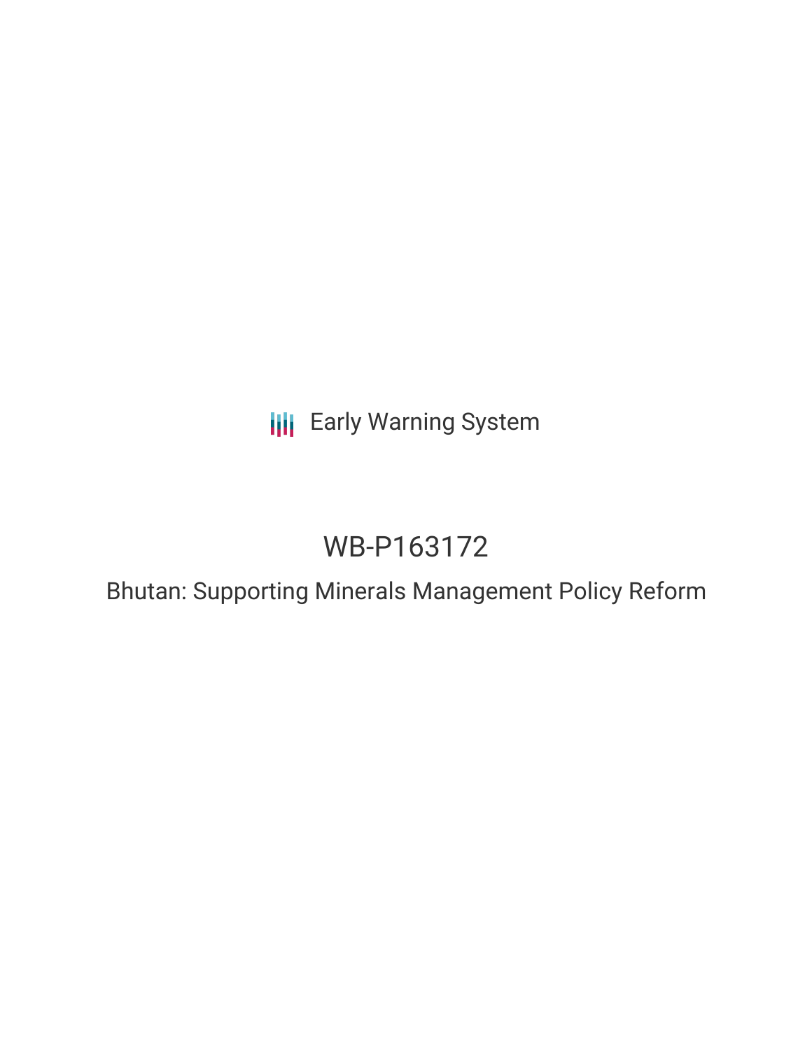Early Warning System

# WB-P163172

## Bhutan: Supporting Minerals Management Policy Reform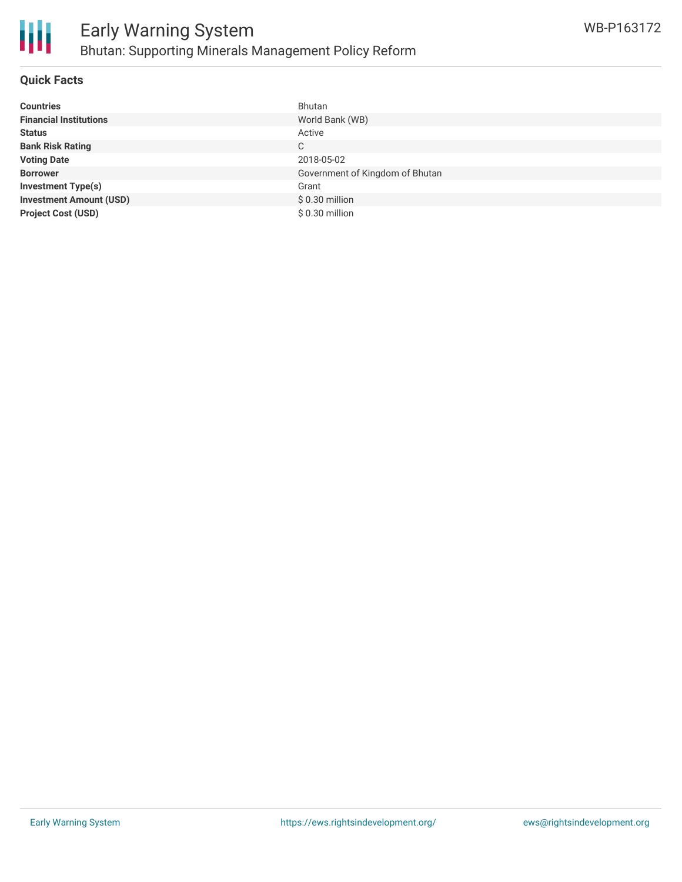# Early Warning System

## Bhutan: Supporting Minerals Management Policy Reform

WB-P163172

### Quick Facts

| | |
|---|---|
| **Countries** | Bhutan |
| **Financial Institutions** | World Bank (WB) |
| **Status** | Active |
| **Bank Risk Rating** | C |
| **Voting Date** | 2018-05-02 |
| **Borrower** | Government of Kingdom of Bhutan |
| **Investment Type(s)** | Grant |
| **Investment Amount (USD)** | $ 0.30 million |
| **Project Cost (USD)** | $ 0.30 million |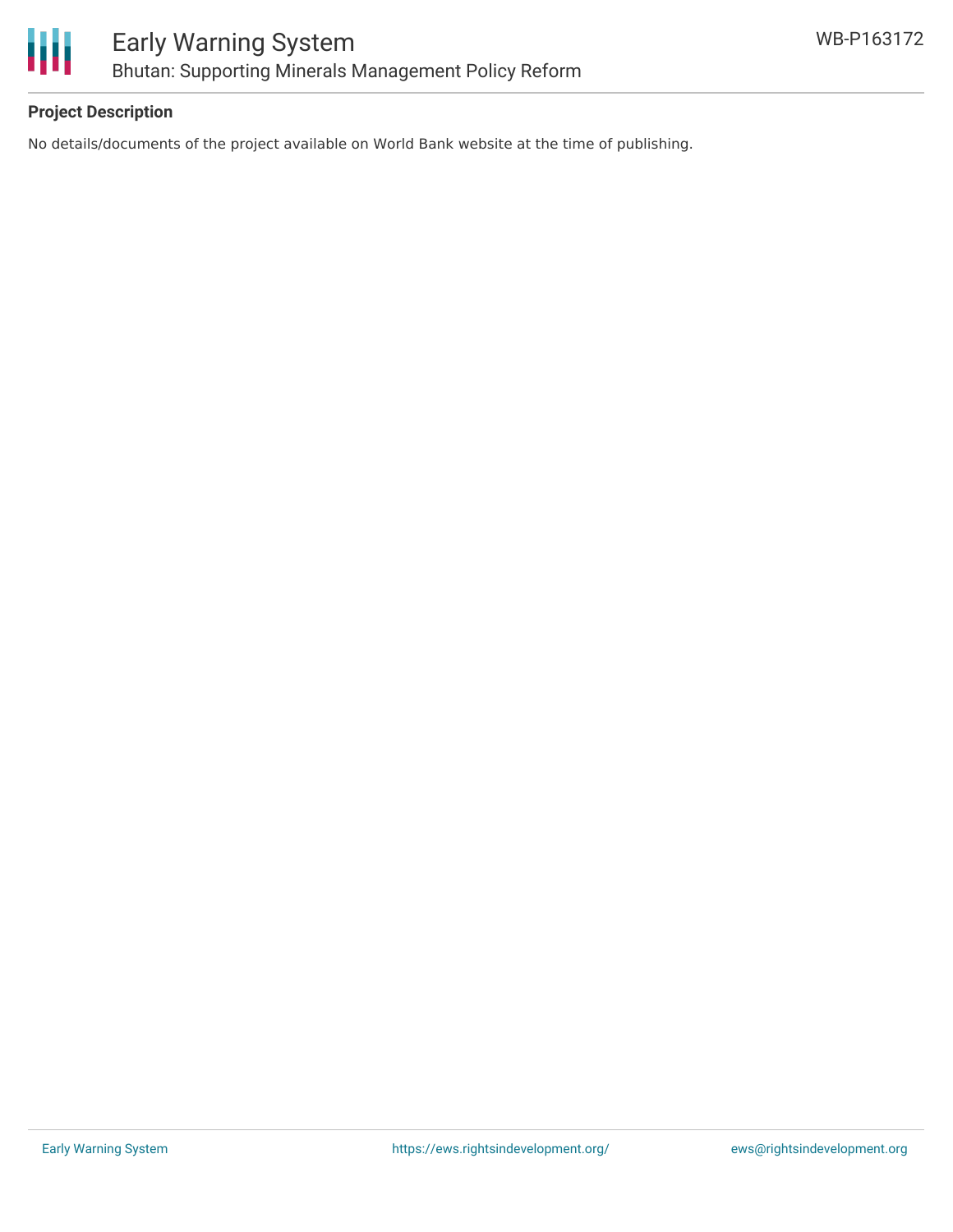**Project Description**

No details/documents of the project available on World Bank website at the time of publishing.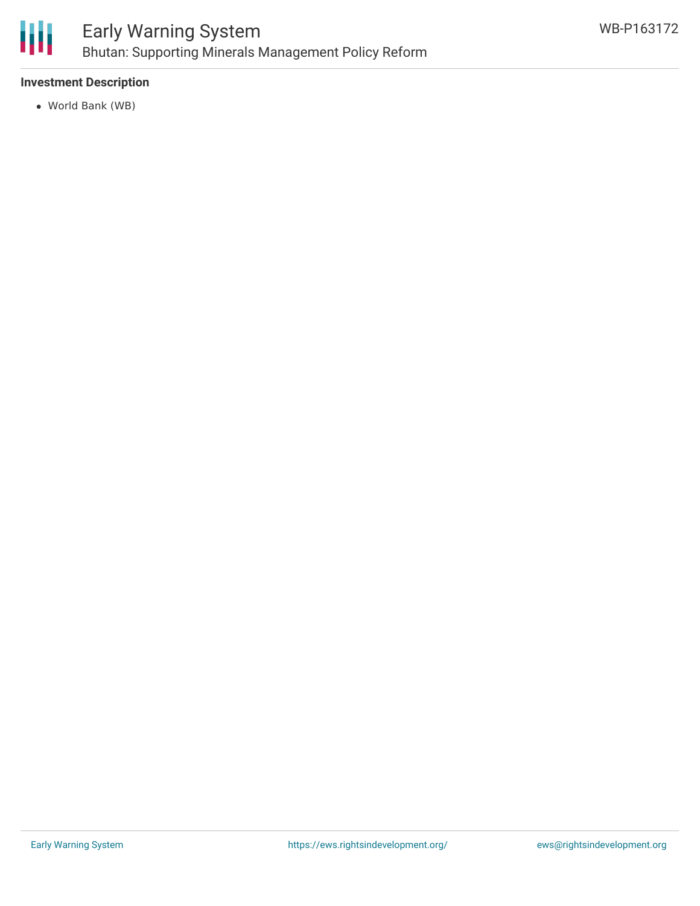**Investment Description**

- World Bank (WB)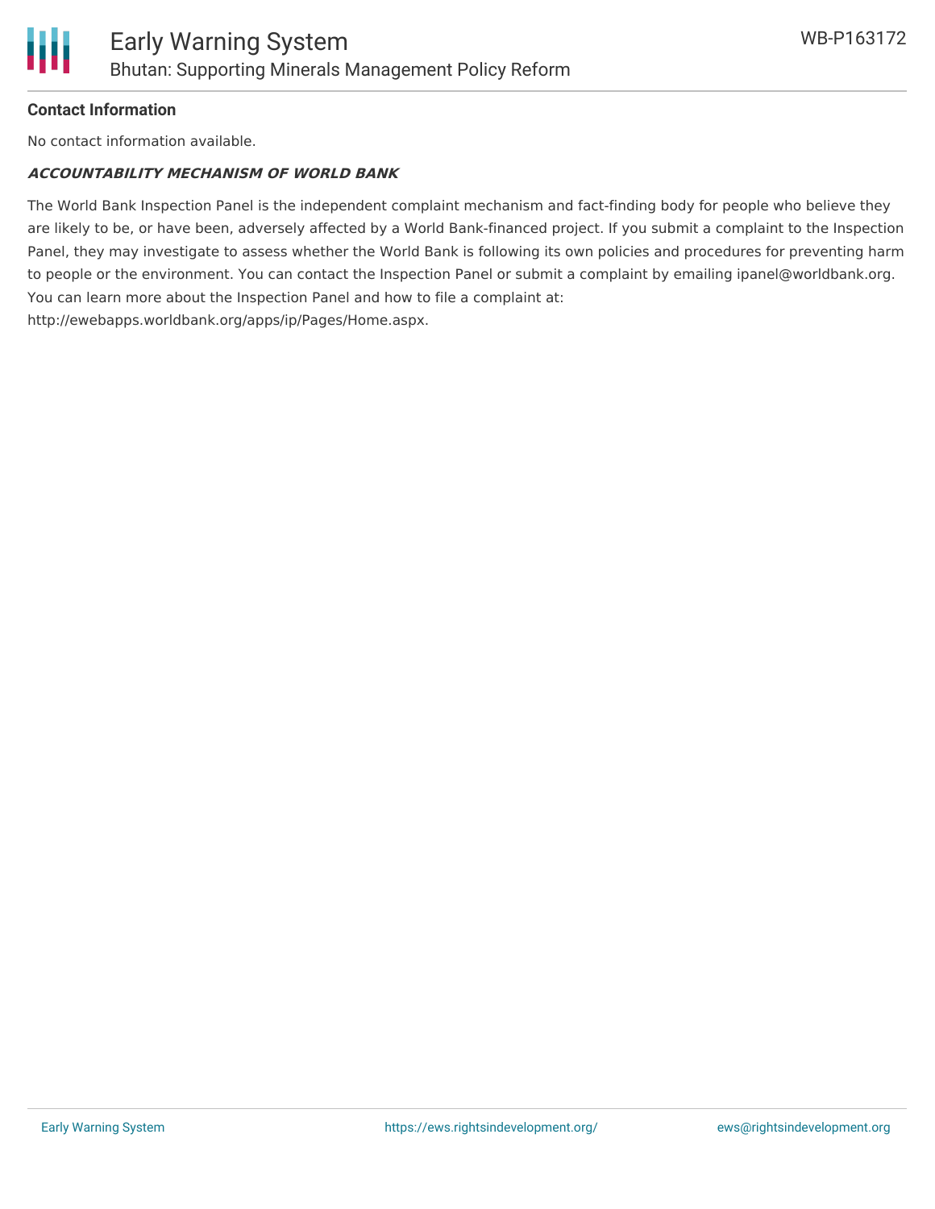**Contact Information**

No contact information available.

***ACCOUNTABILITY MECHANISM OF WORLD BANK***

The World Bank Inspection Panel is the independent complaint mechanism and fact-finding body for people who believe they are likely to be, or have been, adversely affected by a World Bank-financed project. If you submit a complaint to the Inspection Panel, they may investigate to assess whether the World Bank is following its own policies and procedures for preventing harm to people or the environment. You can contact the Inspection Panel or submit a complaint by emailing ipanel@worldbank.org. You can learn more about the Inspection Panel and how to file a complaint at: http://ewebapps.worldbank.org/apps/ip/Pages/Home.aspx.